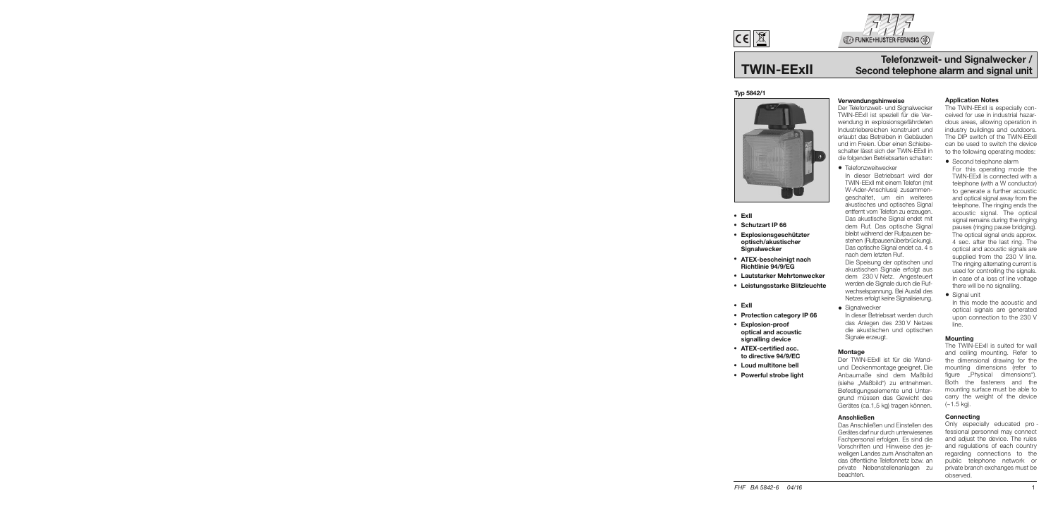# TWIN-EExII

## Telefonzweit- und Signalwecker / Second telephone alarm and signal unit

### Typ 5842/1

- ExII
- Schutzart IP 66
- Explosionsgeschützter optisch/akustischer Signalwecker
- ATEX-bescheinigt nach Richtlinie 94/9/EG
- Lautstarker Mehrtonwecker
- Leistungsstarke Blitzleuchte

- ExII
- Protection category IP 66
- Explosion-proof optical and acoustic signalling device
- ATEX-certified acc. to directive 94/9/EC
- Loud multitone bell
- Powerful strobe light

### Verwendungshinweise

Der Telefonzweit- und Signalwecker TWIN-EExII ist speziell für die Verwendung in explosionsgefährdeten Industriebereichen konstruiert und erlaubt das Betreiben in Gebäuden und im Freien. Über einen Schiebeschalter lässt sich der TWIN-EExII in die folgenden Betriebsarten schalten:

- Telefonzweitwecker
  In dieser Betriebsart wird der TWIN-EExII mit einem Telefon (mit W-Ader-Anschluss) zusammengeschaltet, um ein weiteres akustisches und optisches Signal entfernt vom Telefon zu erzeugen. Das akustische Signal endet mit dem Ruf. Das optische Signal bleibt während der Rufpausen bestehen (Rufpausenüberbrückung). Das optische Signal endet ca. 4 s nach dem letzten Ruf.
  Die Speisung der optischen und akustischen Signale erfolgt aus dem 230 V Netz. Angesteuert werden die Signale durch die Rufwechselspannung. Bei Ausfall des Netzes erfolgt keine Signalisierung.
- Signalwecker
  In dieser Betriebsart werden durch das Anlegen des 230 V Netzes die akustischen und optischen Signale erzeugt.

### Montage

Der TWIN-EExII ist für die Wand- und Deckenmontage geeignet. Die Anbaumaße sind dem Maßbild (siehe „Maßbild") zu entnehmen. Befestigungselemente und Untergrund müssen das Gewicht des Gerätes (ca.1,5 kg) tragen können.

### Anschließen

Das Anschließen und Einstellen des Gerätes darf nur durch unterwiesenes Fachpersonal erfolgen. Es sind die Vorschriften und Hinweise des jeweiligen Landes zum Anschalten an das öffentliche Telefonnetz bzw. an private Nebenstellenanlagen zu beachten.

### Application Notes

The TWIN-EExII is especially conceived for use in industrial hazardous areas, allowing operation in industry buildings and outdoors. The DIP switch of the TWIN-EExII can be used to switch the device to the following operating modes:

- Second telephone alarm
  For this operating mode the TWIN-EExII is connected with a telephone (with a W conductor) to generate a further acoustic and optical signal away from the telephone. The ringing ends the acoustic signal. The optical signal remains during the ringing pauses (ringing pause bridging). The optical signal ends approx. 4 sec. after the last ring. The optical and acoustic signals are supplied from the 230 V line. The ringing alternating current is used for controlling the signals. In case of a loss of line voltage there will be no signalling.
- Signal unit
  In this mode the acoustic and optical signals are generated upon connection to the 230 V line.

### Mounting

The TWIN-EExII is suited for wall and ceiling mounting. Refer to the dimensional drawing for the mounting dimensions (refer to figure „Physical dimensions"). Both the fasteners and the mounting surface must be able to carry the weight of the device (~1.5 kg).

### Connecting

Only especially educated professional personnel may connect and adjust the device. The rules and regulations of each country regarding connections to the public telephone network or private branch exchanges must be observed.

FHF BA 5842-6 04/16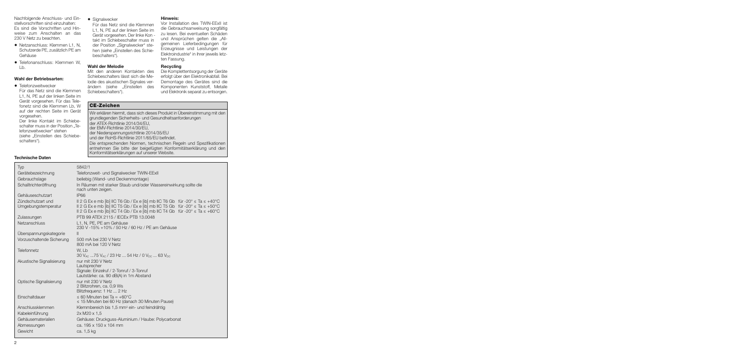Nachfolgende Anschluss- und Einstellvorschriften sind einzuhalten: Es sind die Vorschriften und Hinweise zum Anschalten an das 230 V Netz zu beachten.

- Netzanschluss: Klemmen L1, N, Schutzerde PE, zusätzlich PE am Gehäuse
- Telefonanschluss: Klemmen W, Lb.

### Wahl der Betriebsarten:

- Telefonzweitwecker
  Für das Netz sind die Klemmen L1, N, PE auf der linken Seite im Gerät vorgesehen. Für das Telefonetz sind die Klemmen Lb, W auf der rechten Seite im Gerät vorgesehen.
  Der linke Kontakt im Schiebeschalter muss in der Position „Telefonzweitwecker" stehen (siehe „Einstellen des Schiebeschalters").
- Signalwecker
  Für das Netz sind die Klemmen L1, N, PE auf der linken Seite im Gerät vorgesehen. Der linke Kontakt im Schiebeschalter muss in der Position „Signalwecker" stehen (siehe „Einstellen des Schiebeschalters").

### Wahl der Melodie

Mit den anderen Kontakten des Schiebeschalters lässt sich die Melodie des akustischen Signales verändern (siehe „Einstellen des Schiebeschalters").

### Hinweis:

Vor Installation des TWIN-EExII ist die Gebrauchsanweisung sorgfältig zu lesen. Bei eventuellen Schäden und Ansprüchen gelten die „Allgemeinen Lieferbedingungen für Erzeugnisse und Leistungen der Elektroindustrie" in ihrer jeweils letzten Fassung.

### Recycling

Die Komplettentsorgung der Geräte erfolgt über den Elektronikabfall. Bei Demontage des Gerätes sind die Komponenten Kunststoff, Metalle und Elektronik separat zu entsorgen.

### CE-Zeichen

Wir erklären hiermit, dass sich dieses Produkt in Übereinstimmung mit den grundlegenden Sicherheits- und Gesundheitsanforderungen
der ATEX-Richtlinie 2014/34/EU,
der EMV-Richtlinie 2014/30/EU,
der Niederspannungsrichtlinie 2014/35/EU
und der RoHS-Richtlinie 2011/65/EU befindet.
Die entsprechenden Normen, technischen Regeln und Spezifikationen entnehmen Sie bitte der beigefügten Konformitätserklärung und den Konformitätserklärungen auf unserer Website.

### Technische Daten

| Typ | 5842/1 |
|---|---|
| Gerätebezeichnung | Telefonzweit- und Signalwecker TWIN-EExII |
| Gebrauchslage | beliebig (Wand- und Deckenmontage) |
| Schalltrichteröffnung | In Räumen mit starker Staub und/oder Wassereinwirkung sollte die nach unten zeigen. |
| Gehäuseschutzart | IP66 |
| Zündschutzart und Umgebungstemperatur | II 2 G Ex e mb [ib] IIC T6 Gb / Ex e [ib] mb IIC T6 Gb für -20° ≤ Ta ≤ +40°C<br>II 2 G Ex e mb [ib] IIC T5 Gb / Ex e [ib] mb IIC T5 Gb für -20° ≤ Ta ≤ +50°C<br>II 2 G Ex e mb [ib] IIC T4 Gb / Ex e [ib] mb IIC T4 Gb für -20° ≤ Ta ≤ +60°C |
| Zulassungen | PTB 99 ATEX 2115 / IECEx PTB 13.0048 |
| Netzanschluss | L1, N, PE, PE am Gehäuse<br>230 V -15% +10% / 50 Hz / 60 Hz / PE am Gehäuse |
| Überspannungskategorie | II |
| Vorzuschaltende Sicherung | 500 mA bei 230 V Netz<br>800 mA bei 120 V Netz |
| Telefonnetz | W, Lb<br>30 $V_{AC}$ ...75 $V_{AC}$ / 23 Hz ... 54 Hz / 0 $V_{DC}$ ... 63 $V_{DC}$ |
| Akustische Signalisierung | nur mit 230 V Netz<br>Lautsprecher<br>Signale: Einzelruf / 2-Tonruf / 3-Tonruf<br>Lautstärke: ca. 90 dB(A) in 1m Abstand |
| Optische Signalisierung | nur mit 230 V Netz<br>2 Blitzröhren, ca. 0,9 Ws<br>Blitzfrequenz: 1 Hz ... 2 Hz |
| Einschaltdauer | ≤ 60 Minuten bei Ta = +60°C<br>≤ 15 Minuten bei 60 Hz (danach 30 Minuten Pause) |
| Anschlussklemmen | Klemmbereich bis 1,5 mm² ein- und feindrähtig |
| Kabeleinführung | 2x M20 x 1,5 |
| Gehäusematerialien | Gehäuse: Druckguss-Aluminium / Haube: Polycarbonat |
| Abmessungen | ca. 195 x 150 x 104 mm |
| Gewicht | ca. 1,5 kg |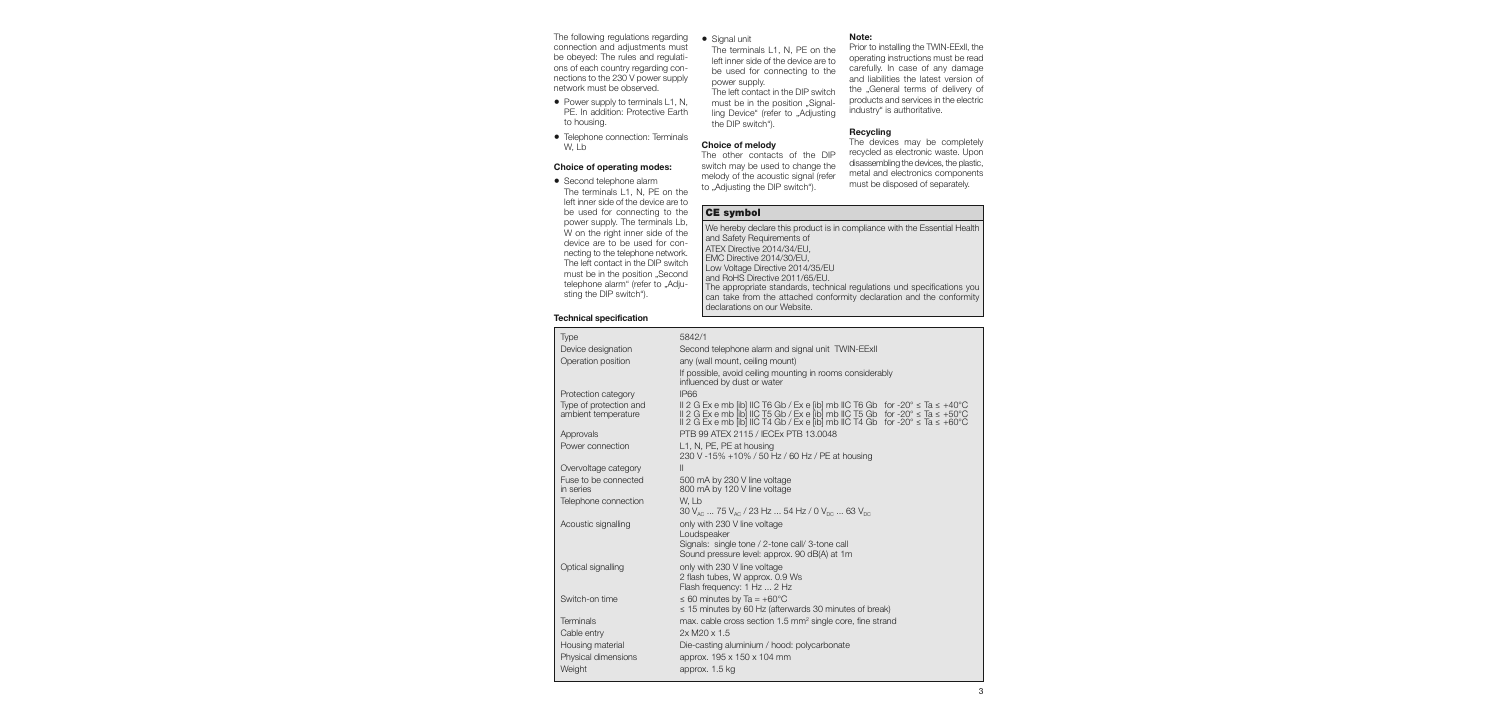The following regulations regarding connection and adjustments must be obeyed: The rules and regulations of each country regarding connections to the 230 V power supply network must be observed.

- Power supply to terminals L1, N, PE. In addition: Protective Earth to housing.
- Telephone connection: Terminals W, Lb

### Choice of operating modes:

- Second telephone alarm
  The terminals L1, N, PE on the left inner side of the device are to be used for connecting to the power supply. The terminals Lb, W on the right inner side of the device are to be used for connecting to the telephone network. The left contact in the DIP switch must be in the position „Second telephone alarm" (refer to „Adjusting the DIP switch").
- Signal unit
  The terminals L1, N, PE on the left inner side of the device are to be used for connecting to the power supply.
  The left contact in the DIP switch must be in the position „Signalling Device" (refer to „Adjusting the DIP switch").

### Choice of melody

The other contacts of the DIP switch may be used to change the melody of the acoustic signal (refer to „Adjusting the DIP switch").

### Note:

Prior to installing the TWIN-EExll, the operating instructions must be read carefully. In case of any damage and liabilities the latest version of the „General terms of delivery of products and services in the electric industry" is authoritative.

### Recycling

The devices may be completely recycled as electronic waste. Upon disassembling the devices, the plastic, metal and electronics components must be disposed of separately.

## CE symbol

We hereby declare this product is in compliance with the Essential Health and Safety Requirements of
ATEX Directive 2014/34/EU,
EMC Directive 2014/30/EU,
Low Voltage Directive 2014/35/EU
and RoHS Directive 2011/65/EU.
The appropriate standards, technical regulations und specifications you can take from the attached conformity declaration and the conformity declarations on our Website.

### Technical specification

| | |
|---|---|
| Type | 5842/1 |
| Device designation | Second telephone alarm and signal unit TWIN-EExll |
| Operation position | any (wall mount, ceiling mount)<br>If possible, avoid ceiling mounting in rooms considerably influenced by dust or water |
| Protection category | IP66 |
| Type of protection and ambient temperature | II 2 G Ex e mb [ib] IIC T6 Gb / Ex e [ib] mb IIC T6 Gb for -20° ≤ Ta ≤ +40°C<br>II 2 G Ex e mb [ib] IIC T5 Gb / Ex e [ib] mb IIC T5 Gb for -20° ≤ Ta ≤ +50°C<br>II 2 G Ex e mb [ib] IIC T4 Gb / Ex e [ib] mb IIC T4 Gb for -20° ≤ Ta ≤ +60°C |
| Approvals | PTB 99 ATEX 2115 / IECEx PTB 13.0048 |
| Power connection | L1, N, PE, PE at housing<br>230 V -15% +10% / 50 Hz / 60 Hz / PE at housing |
| Overvoltage category | II |
| Fuse to be connected in series | 500 mA by 230 V line voltage<br>800 mA by 120 V line voltage |
| Telephone connection | W, Lb<br>30 $V_{AC}$ ... 75 $V_{AC}$ / 23 Hz ... 54 Hz / 0 $V_{DC}$ ... 63 $V_{DC}$ |
| Acoustic signalling | only with 230 V line voltage<br>Loudspeaker<br>Signals: single tone / 2-tone call/ 3-tone call<br>Sound pressure level: approx. 90 dB(A) at 1m |
| Optical signalling | only with 230 V line voltage<br>2 flash tubes, W approx. 0.9 Ws<br>Flash frequency: 1 Hz ... 2 Hz |
| Switch-on time | ≤ 60 minutes by Ta = +60°C<br>≤ 15 minutes by 60 Hz (afterwards 30 minutes of break) |
| Terminals | max. cable cross section 1.5 $mm^2$ single core, fine strand |
| Cable entry | 2x M20 x 1.5 |
| Housing material | Die-casting aluminium / hood: polycarbonate |
| Physical dimensions | approx. 195 x 150 x 104 mm |
| Weight | approx. 1.5 kg |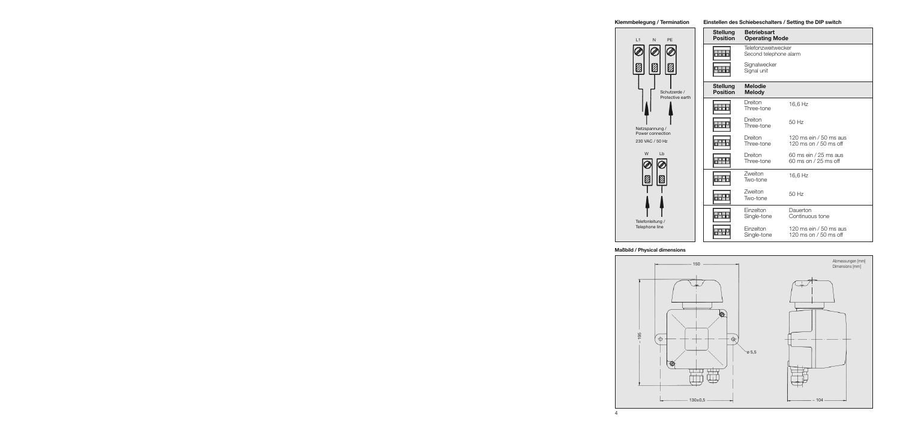### Klemmbelegung / Termination

L1 N PE

Schutzerde / Protective earth

Netzspannung / Power connection

230 VAC / 50 Hz

W Lb

Telefonleitung / Telephone line

### Einstellen des Schiebeschalters / Setting the DIP switch

| Stellung Position | Betriebsart Operating Mode | |
|---|---|---|
| | Telefonzweitwecker Second telephone alarm | |
| | Signalwecker Signal unit | |

| Stellung Position | Melodie Melody | |
|---|---|---|
| | Dreiton Three-tone | 16,6 Hz |
| | Dreiton Three-tone | 50 Hz |
| | Dreiton Three-tone | 120 ms ein / 50 ms aus 120 ms on / 50 ms off |
| | Dreiton Three-tone | 60 ms ein / 25 ms aus 60 ms on / 25 ms off |
| | Zweiton Two-tone | 16,6 Hz |
| | Zweiton Two-tone | 50 Hz |
| | Einzelton Single-tone | Dauerton Continuous tone |
| | Einzelton Single-tone | 120 ms ein / 50 ms aus 120 ms on / 50 ms off |

### Maßbild / Physical dimensions

Abmessungen [mm] Dimensions [mm]

150

~195

ø 5,5

130±0,5

~104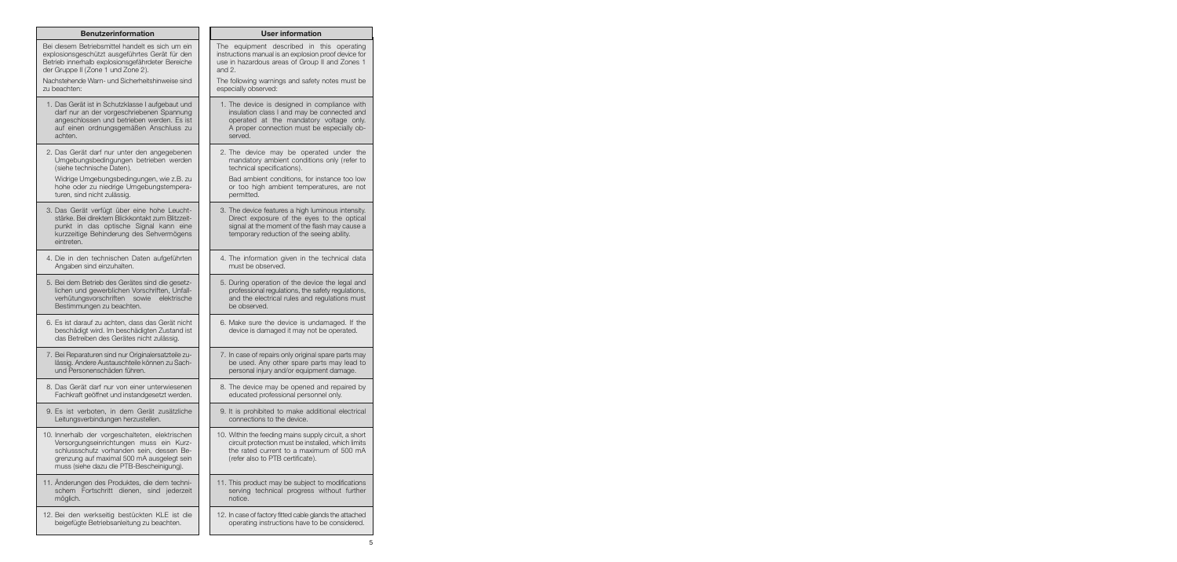## Benutzerinformation

Bei diesem Betriebsmittel handelt es sich um ein explosionsgeschützt ausgeführtes Gerät für den Betrieb innerhalb explosionsgefährdeter Bereiche der Gruppe II (Zone 1 und Zone 2).

Nachstehende Warn- und Sicherheitshinweise sind zu beachten:

1. Das Gerät ist in Schutzklasse I aufgebaut und darf nur an der vorgeschriebenen Spannung angeschlossen und betrieben werden. Es ist auf einen ordnungsgemäßen Anschluss zu achten.
2. Das Gerät darf nur unter den angegebenen Umgebungsbedingungen betrieben werden (siehe technische Daten).

   Widrige Umgebungsbedingungen, wie z.B. zu hohe oder zu niedrige Umgebungstemperaturen, sind nicht zulässig.
3. Das Gerät verfügt über eine hohe Leuchtstärke. Bei direktem Blickkontakt zum Blitzzeitpunkt in das optische Signal kann eine kurzzeitige Behinderung des Sehvermögens eintreten.
4. Die in den technischen Daten aufgeführten Angaben sind einzuhalten.
5. Bei dem Betrieb des Gerätes sind die gesetzlichen und gewerblichen Vorschriften, Unfallverhütungsvorschriften sowie elektrische Bestimmungen zu beachten.
6. Es ist darauf zu achten, dass das Gerät nicht beschädigt wird. Im beschädigten Zustand ist das Betreiben des Gerätes nicht zulässig.
7. Bei Reparaturen sind nur Originalersatzteile zulässig. Andere Austauschteile können zu Sach- und Personenschäden führen.
8. Das Gerät darf nur von einer unterwiesenen Fachkraft geöffnet und instandgesetzt werden.
9. Es ist verboten, in dem Gerät zusätzliche Leitungsverbindungen herzustellen.
10. Innerhalb der vorgeschalteten, elektrischen Versorgungseinrichtungen muss ein Kurzschlussschutz vorhanden sein, dessen Begrenzung auf maximal 500 mA ausgelegt sein muss (siehe dazu die PTB-Bescheinigung).
11. Änderungen des Produktes, die dem technischem Fortschritt dienen, sind jederzeit möglich.
12. Bei den werkseitig bestückten KLE ist die beigefügte Betriebsanleitung zu beachten.

## User information

The equipment described in this operating instructions manual is an explosion proof device for use in hazardous areas of Group II and Zones 1 and 2.

The following warnings and safety notes must be especially observed:

1. The device is designed in compliance with insulation class I and may be connected and operated at the mandatory voltage only. A proper connection must be especially observed.
2. The device may be operated under the mandatory ambient conditions only (refer to technical specifications).

   Bad ambient conditions, for instance too low or too high ambient temperatures, are not permitted.
3. The device features a high luminous intensity. Direct exposure of the eyes to the optical signal at the moment of the flash may cause a temporary reduction of the seeing ability.
4. The information given in the technical data must be observed.
5. During operation of the device the legal and professional regulations, the safety regulations, and the electrical rules and regulations must be observed.
6. Make sure the device is undamaged. If the device is damaged it may not be operated.
7. In case of repairs only original spare parts may be used. Any other spare parts may lead to personal injury and/or equipment damage.
8. The device may be opened and repaired by educated professional personnel only.
9. It is prohibited to make additional electrical connections to the device.
10. Within the feeding mains supply circuit, a short circuit protection must be installed, which limits the rated current to a maximum of 500 mA (refer also to PTB certificate).
11. This product may be subject to modifications serving technical progress without further notice.
12. In case of factory fitted cable glands the attached operating instructions have to be considered.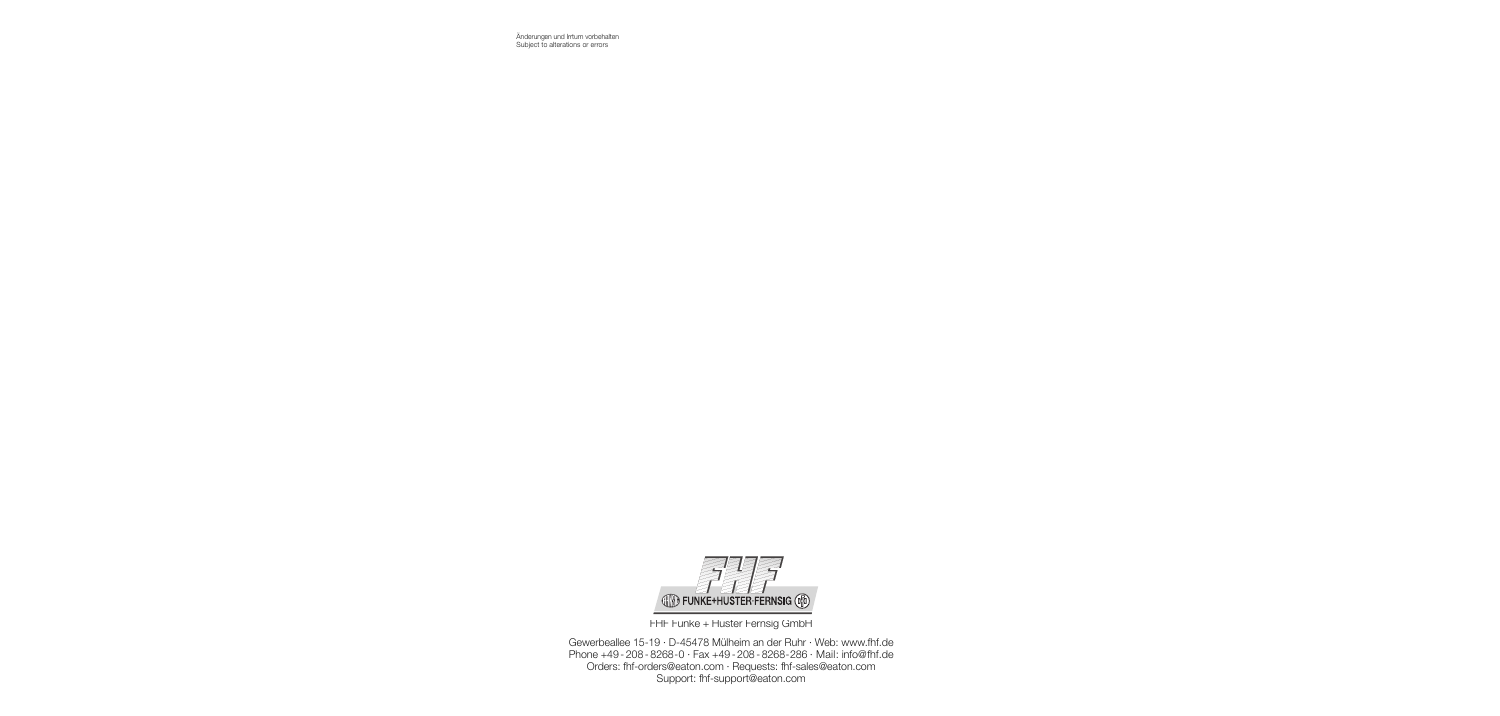Änderungen und Irrtum vorbehalten
Subject to alterations or errors

FHF FUNKE+HUSTER FERNSIG

FHF Funke + Huster Fernsig GmbH

Gewerbeallee 15-19 · D-45478 Mülheim an der Ruhr · Web: www.fhf.de
Phone +49 - 208 - 8268 - 0 · Fax +49 - 208 - 8268 - 286 · Mail: info@fhf.de
Orders: fhf-orders@eaton.com · Requests: fhf-sales@eaton.com
Support: fhf-support@eaton.com